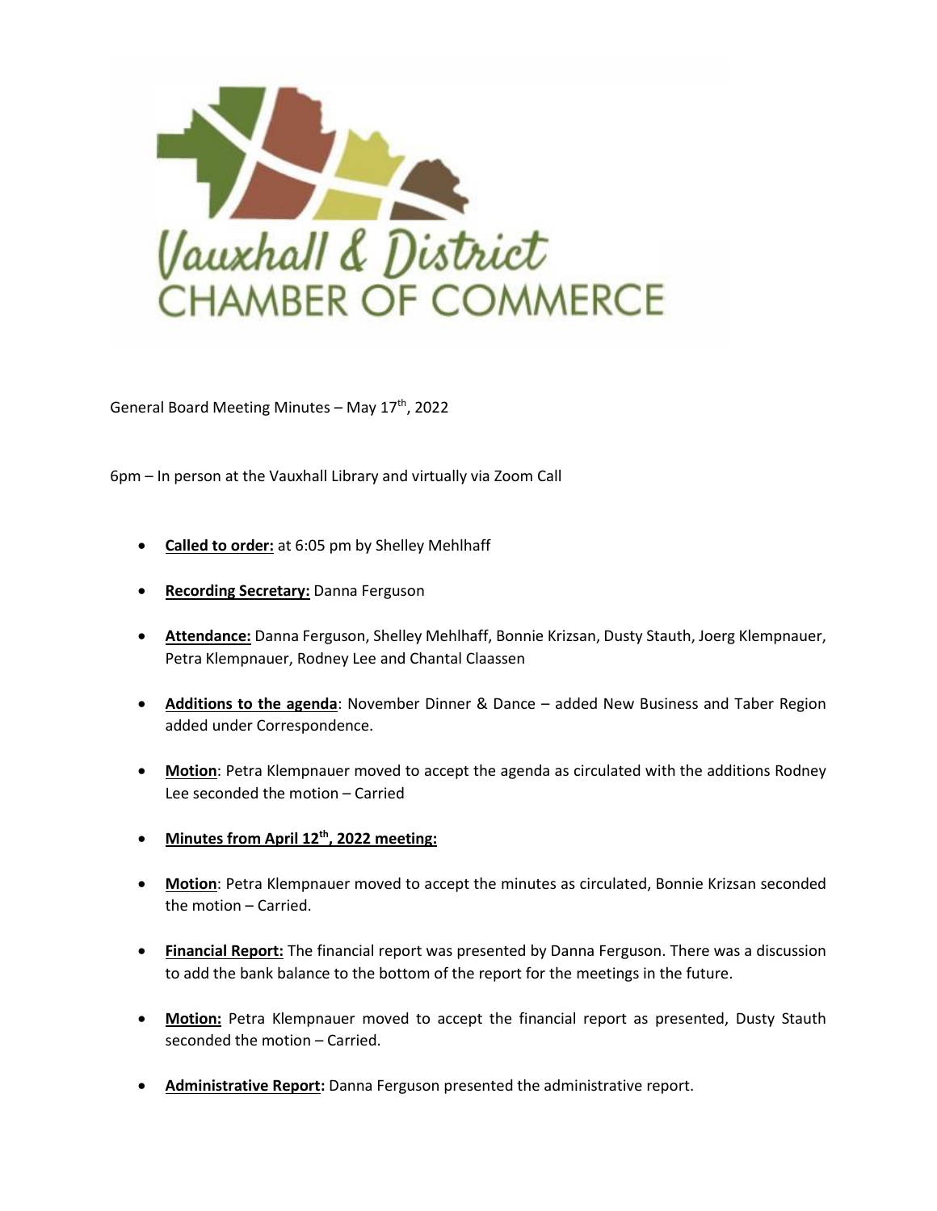Vauxhall & District CHAMBER OF COMMERCE

General Board Meeting Minutes – May 17th, 2022

6pm – In person at the Vauxhall Library and virtually via Zoom Call

- **Called to order:** at 6:05 pm by Shelley Mehlhaff
- **Recording Secretary:** Danna Ferguson
- **Attendance:** Danna Ferguson, Shelley Mehlhaff, Bonnie Krizsan, Dusty Stauth, Joerg Klempnauer, Petra Klempnauer, Rodney Lee and Chantal Claassen
- **Additions to the agenda**: November Dinner & Dance – added New Business and Taber Region added under Correspondence.
- **Motion**: Petra Klempnauer moved to accept the agenda as circulated with the additions Rodney Lee seconded the motion – Carried
- **Minutes from April 12th, 2022 meeting:**
- **Motion**: Petra Klempnauer moved to accept the minutes as circulated, Bonnie Krizsan seconded the motion – Carried.
- **Financial Report:** The financial report was presented by Danna Ferguson. There was a discussion to add the bank balance to the bottom of the report for the meetings in the future.
- **Motion:** Petra Klempnauer moved to accept the financial report as presented, Dusty Stauth seconded the motion – Carried.
- **Administrative Report:** Danna Ferguson presented the administrative report.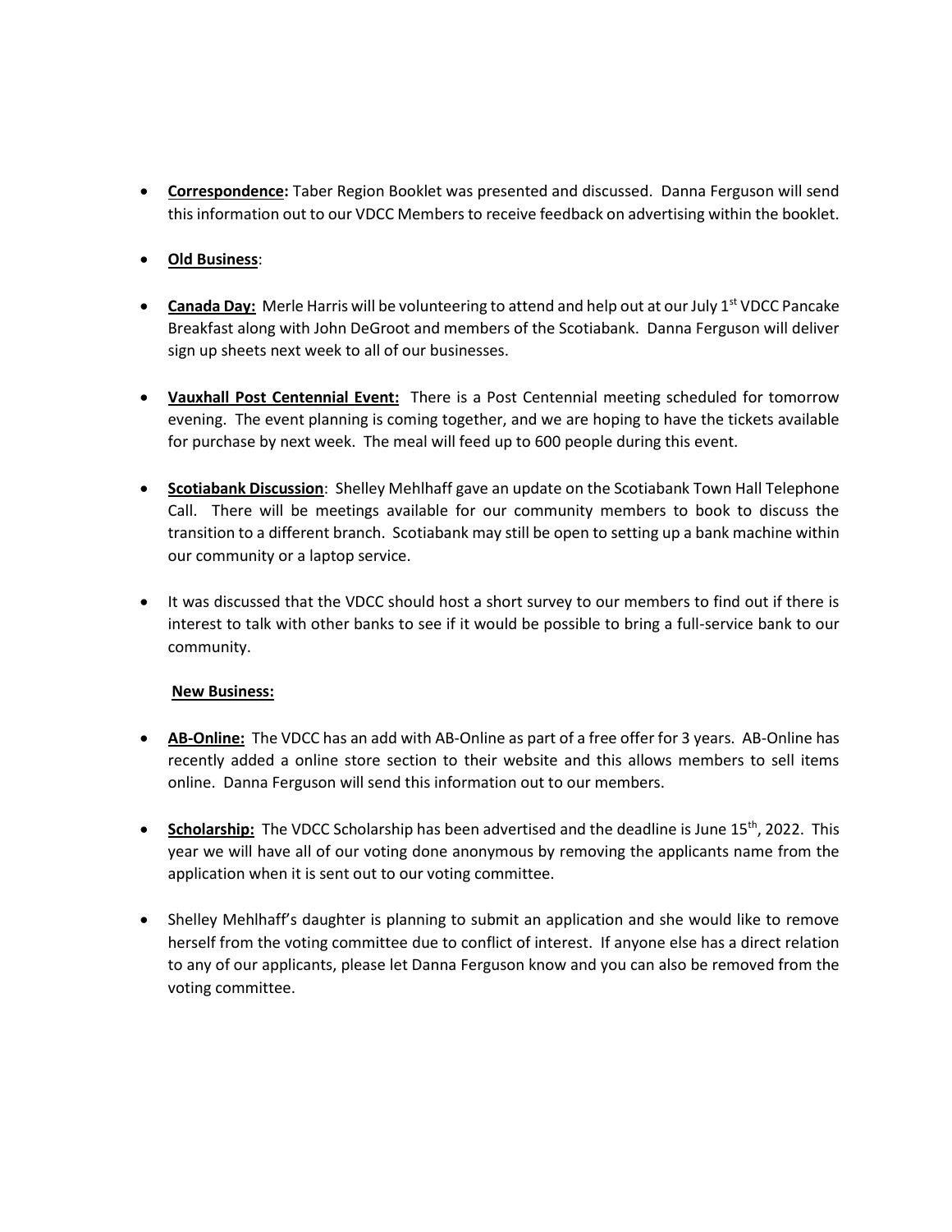- **Correspondence:** Taber Region Booklet was presented and discussed. Danna Ferguson will send this information out to our VDCC Members to receive feedback on advertising within the booklet.

- **Old Business**:

- **Canada Day:** Merle Harris will be volunteering to attend and help out at our July 1st VDCC Pancake Breakfast along with John DeGroot and members of the Scotiabank. Danna Ferguson will deliver sign up sheets next week to all of our businesses.

- **Vauxhall Post Centennial Event:** There is a Post Centennial meeting scheduled for tomorrow evening. The event planning is coming together, and we are hoping to have the tickets available for purchase by next week. The meal will feed up to 600 people during this event.

- **Scotiabank Discussion**: Shelley Mehlhaff gave an update on the Scotiabank Town Hall Telephone Call. There will be meetings available for our community members to book to discuss the transition to a different branch. Scotiabank may still be open to setting up a bank machine within our community or a laptop service.

- It was discussed that the VDCC should host a short survey to our members to find out if there is interest to talk with other banks to see if it would be possible to bring a full-service bank to our community.

**New Business:**

- **AB-Online:** The VDCC has an add with AB-Online as part of a free offer for 3 years. AB-Online has recently added a online store section to their website and this allows members to sell items online. Danna Ferguson will send this information out to our members.

- **Scholarship:** The VDCC Scholarship has been advertised and the deadline is June 15th, 2022. This year we will have all of our voting done anonymous by removing the applicants name from the application when it is sent out to our voting committee.

- Shelley Mehlhaff's daughter is planning to submit an application and she would like to remove herself from the voting committee due to conflict of interest. If anyone else has a direct relation to any of our applicants, please let Danna Ferguson know and you can also be removed from the voting committee.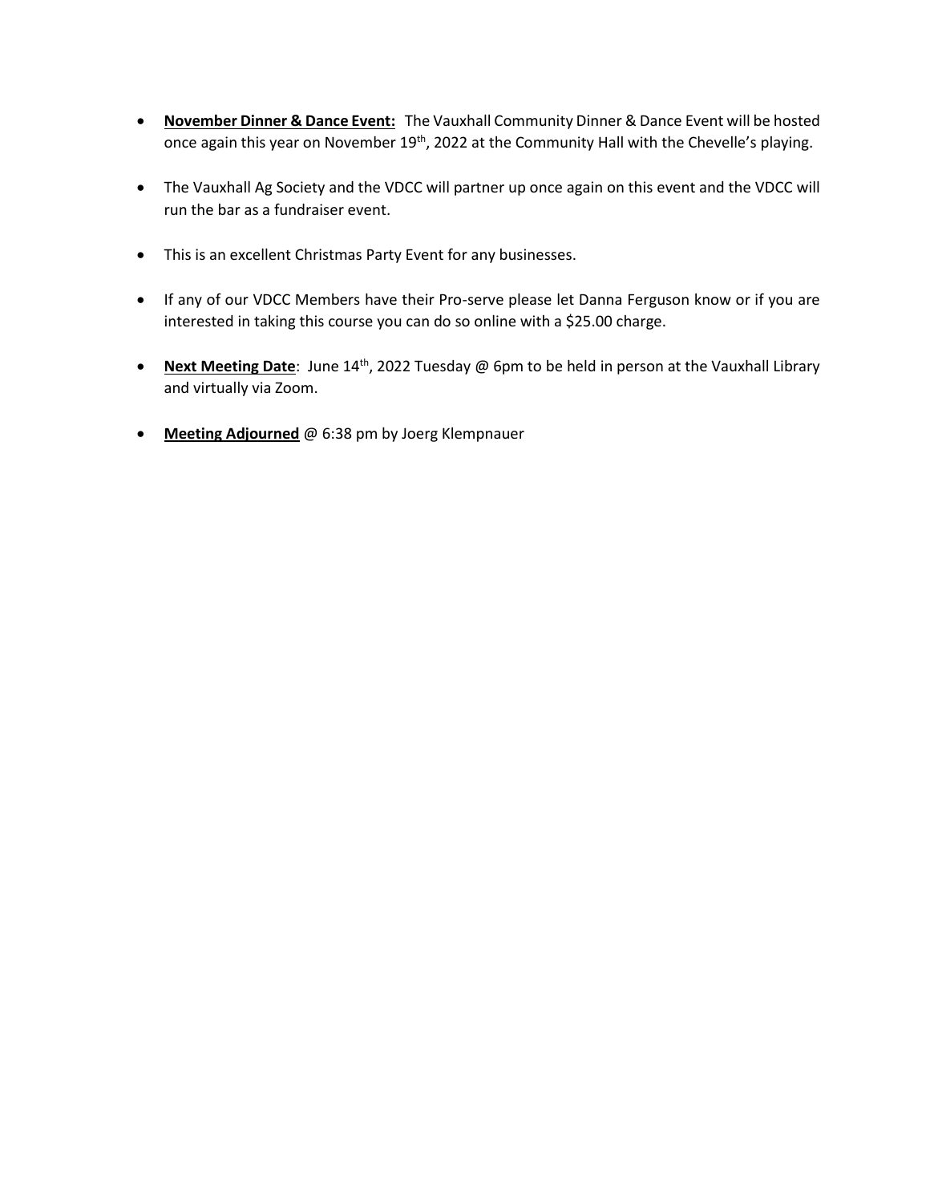- **November Dinner & Dance Event:** The Vauxhall Community Dinner & Dance Event will be hosted once again this year on November 19th, 2022 at the Community Hall with the Chevelle's playing.

- The Vauxhall Ag Society and the VDCC will partner up once again on this event and the VDCC will run the bar as a fundraiser event.

- This is an excellent Christmas Party Event for any businesses.

- If any of our VDCC Members have their Pro-serve please let Danna Ferguson know or if you are interested in taking this course you can do so online with a $25.00 charge.

- **Next Meeting Date**: June 14th, 2022 Tuesday @ 6pm to be held in person at the Vauxhall Library and virtually via Zoom.

- **Meeting Adjourned** @ 6:38 pm by Joerg Klempnauer